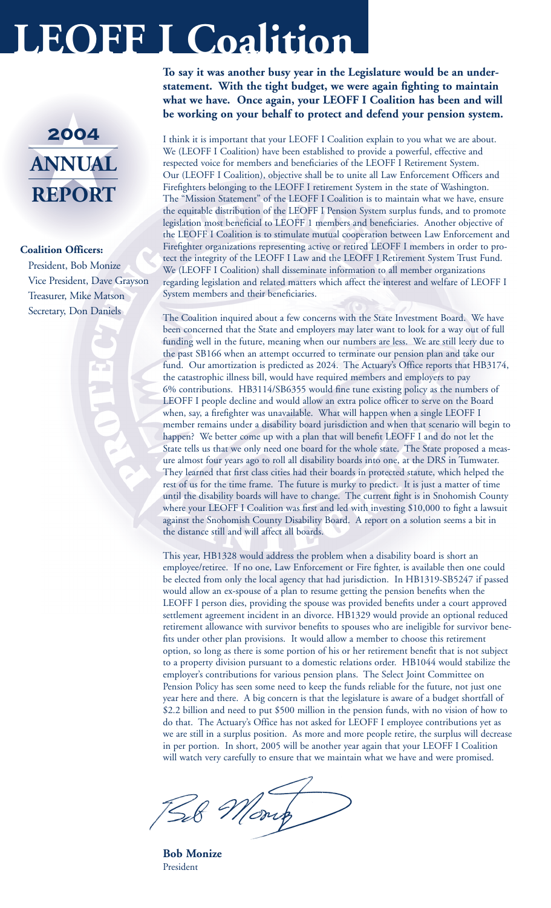# LEOFF I Coalition

## 2004 ANNUAL REPORT

**Coalition Officers:**

President, Bob Monize
Vice President, Dave Grayson
Treasurer, Mike Matson
Secretary, Don Daniels

**To say it was another busy year in the Legislature would be an understatement. With the tight budget, we were again fighting to maintain what we have. Once again, your LEOFF I Coalition has been and will be working on your behalf to protect and defend your pension system.**

I think it is important that your LEOFF I Coalition explain to you what we are about. We (LEOFF I Coalition) have been established to provide a powerful, effective and respected voice for members and beneficiaries of the LEOFF I Retirement System. Our (LEOFF I Coalition), objective shall be to unite all Law Enforcement Officers and Firefighters belonging to the LEOFF I retirement System in the state of Washington. The "Mission Statement" of the LEOFF I Coalition is to maintain what we have, ensure the equitable distribution of the LEOFF I Pension System surplus funds, and to promote legislation most beneficial to LEOFF 1 members and beneficiaries. Another objective of the LEOFF I Coalition is to stimulate mutual cooperation between Law Enforcement and Firefighter organizations representing active or retired LEOFF I members in order to protect the integrity of the LEOFF I Law and the LEOFF I Retirement System Trust Fund. We (LEOFF I Coalition) shall disseminate information to all member organizations regarding legislation and related matters which affect the interest and welfare of LEOFF I System members and their beneficiaries.

The Coalition inquired about a few concerns with the State Investment Board. We have been concerned that the State and employers may later want to look for a way out of full funding well in the future, meaning when our numbers are less. We are still leery due to the past SB166 when an attempt occurred to terminate our pension plan and take our fund. Our amortization is predicted as 2024. The Actuary's Office reports that HB3174, the catastrophic illness bill, would have required members and employers to pay 6% contributions. HB3114/SB6355 would fine tune existing policy as the numbers of LEOFF I people decline and would allow an extra police officer to serve on the Board when, say, a firefighter was unavailable. What will happen when a single LEOFF I member remains under a disability board jurisdiction and when that scenario will begin to happen? We better come up with a plan that will benefit LEOFF I and do not let the State tells us that we only need one board for the whole state. The State proposed a measure almost four years ago to roll all disability boards into one, at the DRS in Tumwater. They learned that first class cities had their boards in protected statute, which helped the rest of us for the time frame. The future is murky to predict. It is just a matter of time until the disability boards will have to change. The current fight is in Snohomish County where your LEOFF I Coalition was first and led with investing $10,000 to fight a lawsuit against the Snohomish County Disability Board. A report on a solution seems a bit in the distance still and will affect all boards.

This year, HB1328 would address the problem when a disability board is short an employee/retiree. If no one, Law Enforcement or Fire fighter, is available then one could be elected from only the local agency that had jurisdiction. In HB1319-SB5247 if passed would allow an ex-spouse of a plan to resume getting the pension benefits when the LEOFF I person dies, providing the spouse was provided benefits under a court approved settlement agreement incident in an divorce. HB1329 would provide an optional reduced retirement allowance with survivor benefits to spouses who are ineligible for survivor benefits under other plan provisions. It would allow a member to choose this retirement option, so long as there is some portion of his or her retirement benefit that is not subject to a property division pursuant to a domestic relations order. HB1044 would stabilize the employer's contributions for various pension plans. The Select Joint Committee on Pension Policy has seen some need to keep the funds reliable for the future, not just one year here and there. A big concern is that the legislature is aware of a budget shortfall of $2.2 billion and need to put $500 million in the pension funds, with no vision of how to do that. The Actuary's Office has not asked for LEOFF I employee contributions yet as we are still in a surplus position. As more and more people retire, the surplus will decrease in per portion. In short, 2005 will be another year again that your LEOFF I Coalition will watch very carefully to ensure that we maintain what we have and were promised.

Bob Monize

**Bob Monize**
President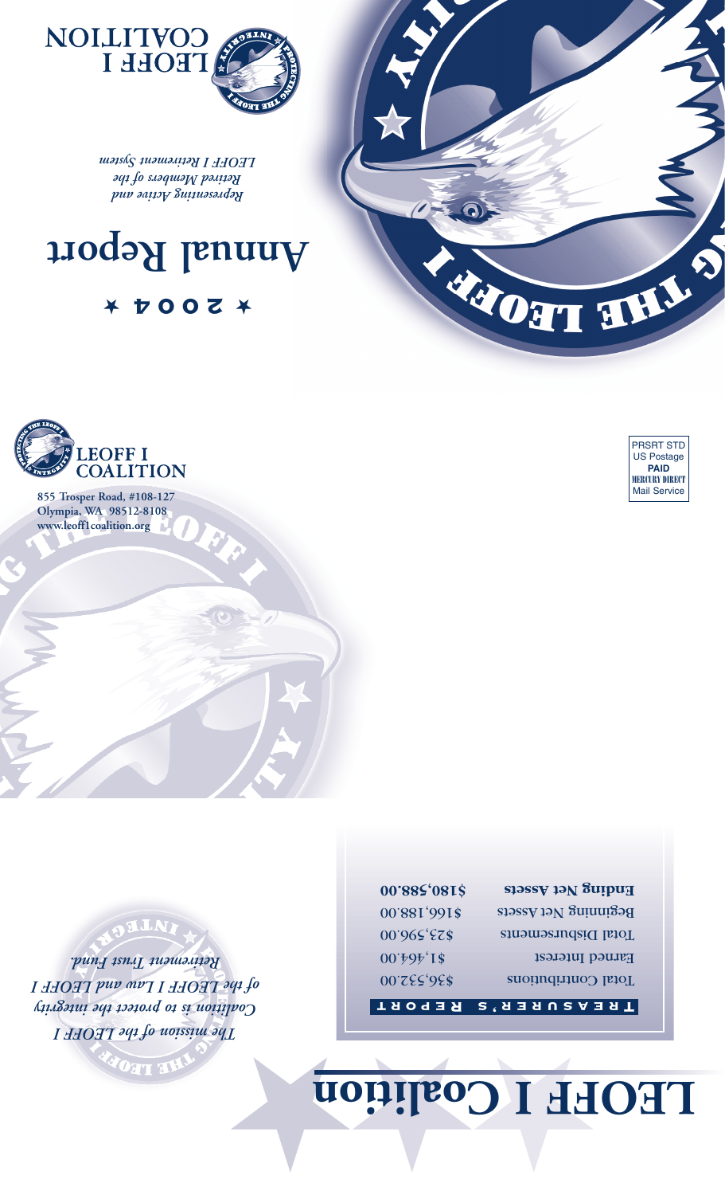# 2004

# Annual Report

*Representing Active and Retired Members of the LEOFF I Retirement System*

LEOFF I COALITION

LEOFF I COALITION

855 Trosper Road, #108-127
Olympia, WA 98512-8108
www.leoff1coalition.org

PRSRT STD
US Postage
**PAID**
MERCURY DIRECT
Mail Service

# LEOFF I Coalition

*The mission of the LEOFF I Coalition is to protect the integrity of the LEOFF I Law and LEOFF I Retirement Trust Fund.*

**TREASURER'S REPORT**

| | |
|---|---|
| Total Contributions | $36,532.00 |
| Earned Interest | $1,464.00 |
| Total Disbursements | $23,596.00 |
| Beginning Net Assets | $166,188.00 |
| **Ending Net Assets** | **$180,588.00** |